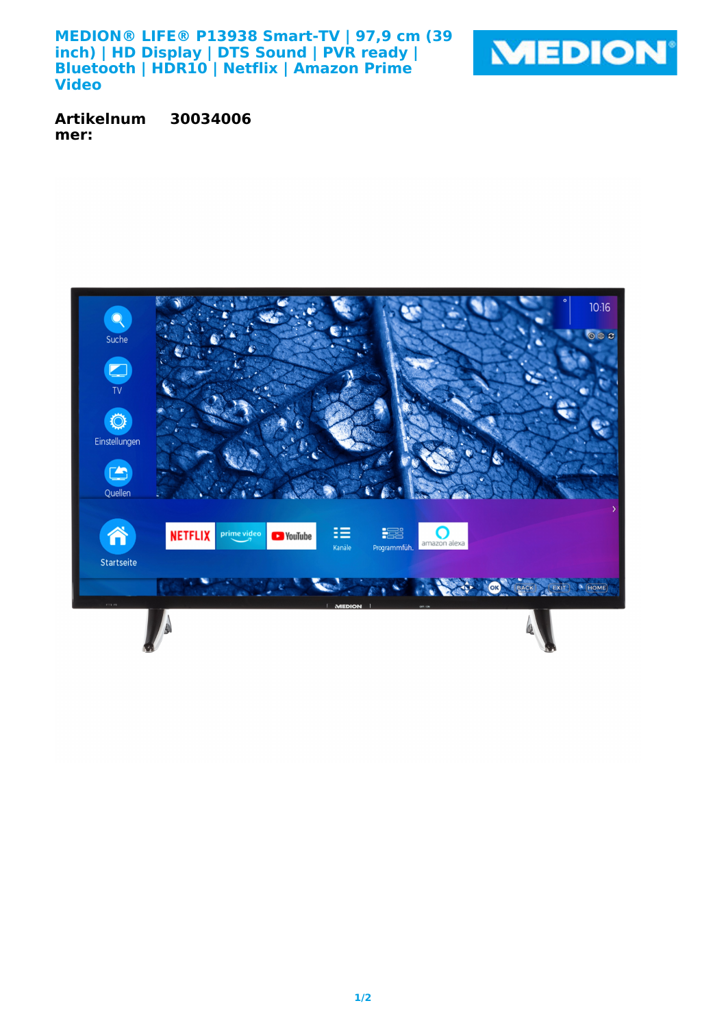# MEDION® LIFE® P13938 Smart-TV | 97,9 cm (39 inch) | HD Display | DTS Sound | PVR ready | Bluetooth | HDR10 | Netflix | Amazon Prime Video

**Artikelnummer:** **30034006**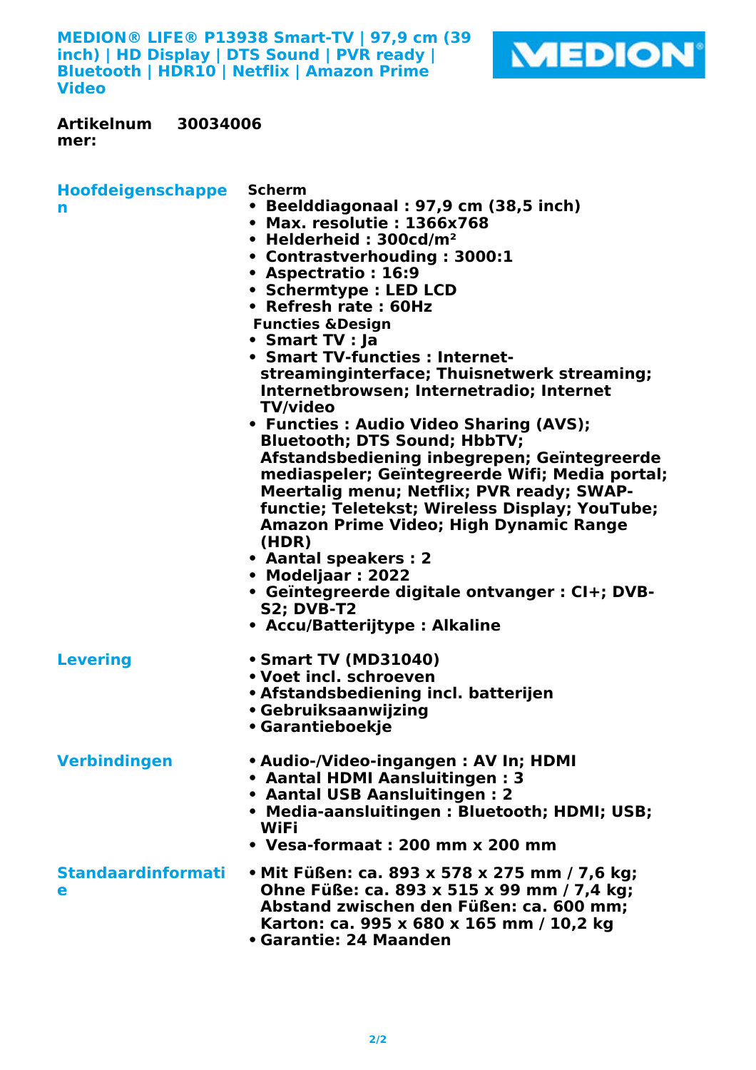# MEDION® LIFE® P13938 Smart-TV | 97,9 cm (39 inch) | HD Display | DTS Sound | PVR ready | Bluetooth | HDR10 | Netflix | Amazon Prime Video

MEDION®

**Artikelnummer:** **30034006**

## Hoofdeigenschappen

**Scherm**

- **Beelddiagonaal : 97,9 cm (38,5 inch)**
- **Max. resolutie : 1366x768**
- **Helderheid : 300cd/m²**
- **Contrastverhouding : 3000:1**
- **Aspectratio : 16:9**
- **Schermtype : LED LCD**
- **Refresh rate : 60Hz**

**Functies &Design**

- **Smart TV : Ja**
- **Smart TV-functies : Internet-streaminginterface; Thuisnetwerk streaming; Internetbrowsen; Internetradio; Internet TV/video**
- **Functies : Audio Video Sharing (AVS); Bluetooth; DTS Sound; HbbTV; Afstandsbediening inbegrepen; Geïntegreerde mediaspeler; Geïntegreerde Wifi; Media portal; Meertalig menu; Netflix; PVR ready; SWAP-functie; Teletekst; Wireless Display; YouTube; Amazon Prime Video; High Dynamic Range (HDR)**
- **Aantal speakers : 2**
- **Modeljaar : 2022**
- **Geïntegreerde digitale ontvanger : CI+; DVB-S2; DVB-T2**
- **Accu/Batterijtype : Alkaline**

## Levering

- **Smart TV (MD31040)**
- **Voet incl. schroeven**
- **Afstandsbediening incl. batterijen**
- **Gebruiksaanwijzing**
- **Garantieboekje**

## Verbindingen

- **Audio-/Video-ingangen : AV In; HDMI**
- **Aantal HDMI Aansluitingen : 3**
- **Aantal USB Aansluitingen : 2**
- **Media-aansluitingen : Bluetooth; HDMI; USB; WiFi**
- **Vesa-formaat : 200 mm x 200 mm**

## Standaardinformatie

- **Mit Füßen: ca. 893 x 578 x 275 mm / 7,6 kg; Ohne Füße: ca. 893 x 515 x 99 mm / 7,4 kg; Abstand zwischen den Füßen: ca. 600 mm; Karton: ca. 995 x 680 x 165 mm / 10,2 kg**
- **Garantie: 24 Maanden**